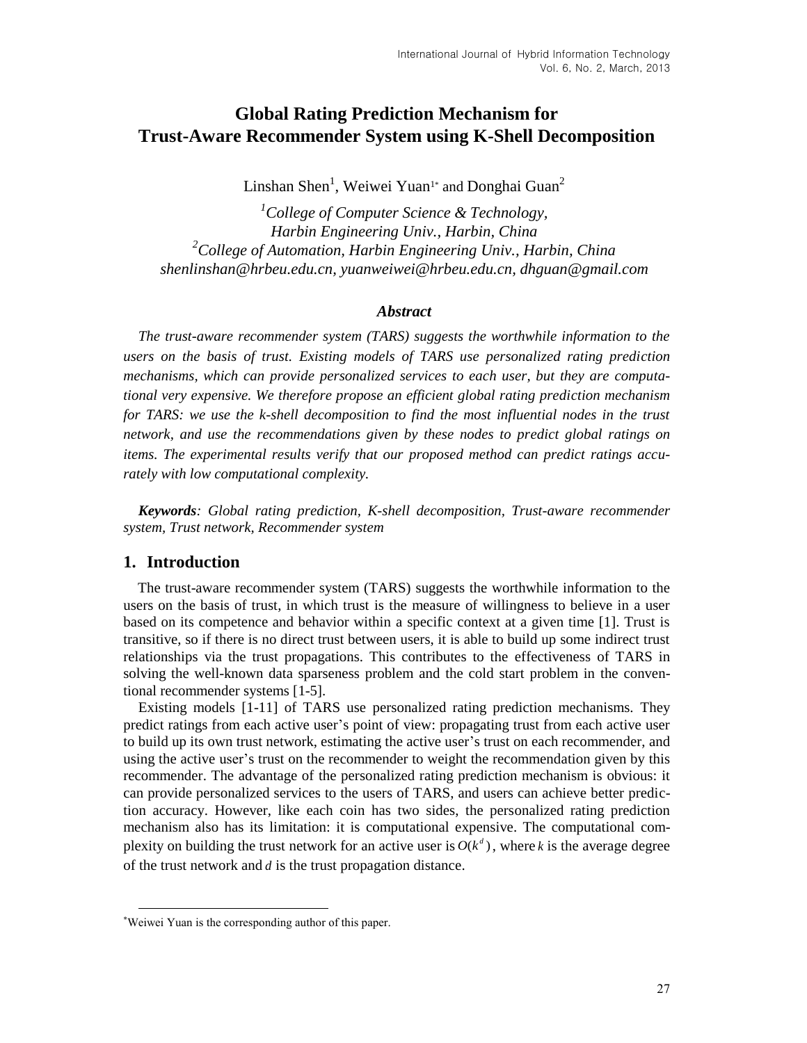# Global Rating Prediction Mechanism for Trust-Aware Recommender System using K-Shell Decomposition

Linshan Shen[1], Weiwei Yuan[1*] and Donghai Guan[2]

[1]*College of Computer Science & Technology, Harbin Engineering Univ., Harbin, China*
[2]*College of Automation, Harbin Engineering Univ., Harbin, China*
*shenlinshan@hrbeu.edu.cn, yuanweiwei@hrbeu.edu.cn, dhguan@gmail.com*

### *Abstract*

*The trust-aware recommender system (TARS) suggests the worthwhile information to the users on the basis of trust. Existing models of TARS use personalized rating prediction mechanisms, which can provide personalized services to each user, but they are computational very expensive. We therefore propose an efficient global rating prediction mechanism for TARS: we use the k-shell decomposition to find the most influential nodes in the trust network, and use the recommendations given by these nodes to predict global ratings on items. The experimental results verify that our proposed method can predict ratings accurately with low computational complexity.*

***Keywords**: Global rating prediction, K-shell decomposition, Trust-aware recommender system, Trust network, Recommender system*

## 1. Introduction

The trust-aware recommender system (TARS) suggests the worthwhile information to the users on the basis of trust, in which trust is the measure of willingness to believe in a user based on its competence and behavior within a specific context at a given time [1]. Trust is transitive, so if there is no direct trust between users, it is able to build up some indirect trust relationships via the trust propagations. This contributes to the effectiveness of TARS in solving the well-known data sparseness problem and the cold start problem in the conventional recommender systems [1-5].

Existing models [1-11] of TARS use personalized rating prediction mechanisms. They predict ratings from each active user's point of view: propagating trust from each active user to build up its own trust network, estimating the active user's trust on each recommender, and using the active user's trust on the recommender to weight the recommendation given by this recommender. The advantage of the personalized rating prediction mechanism is obvious: it can provide personalized services to the users of TARS, and users can achieve better prediction accuracy. However, like each coin has two sides, the personalized rating prediction mechanism also has its limitation: it is computational expensive. The computational complexity on building the trust network for an active user is $O(k^d)$, where $k$ is the average degree of the trust network and $d$ is the trust propagation distance.

---

*Weiwei Yuan is the corresponding author of this paper.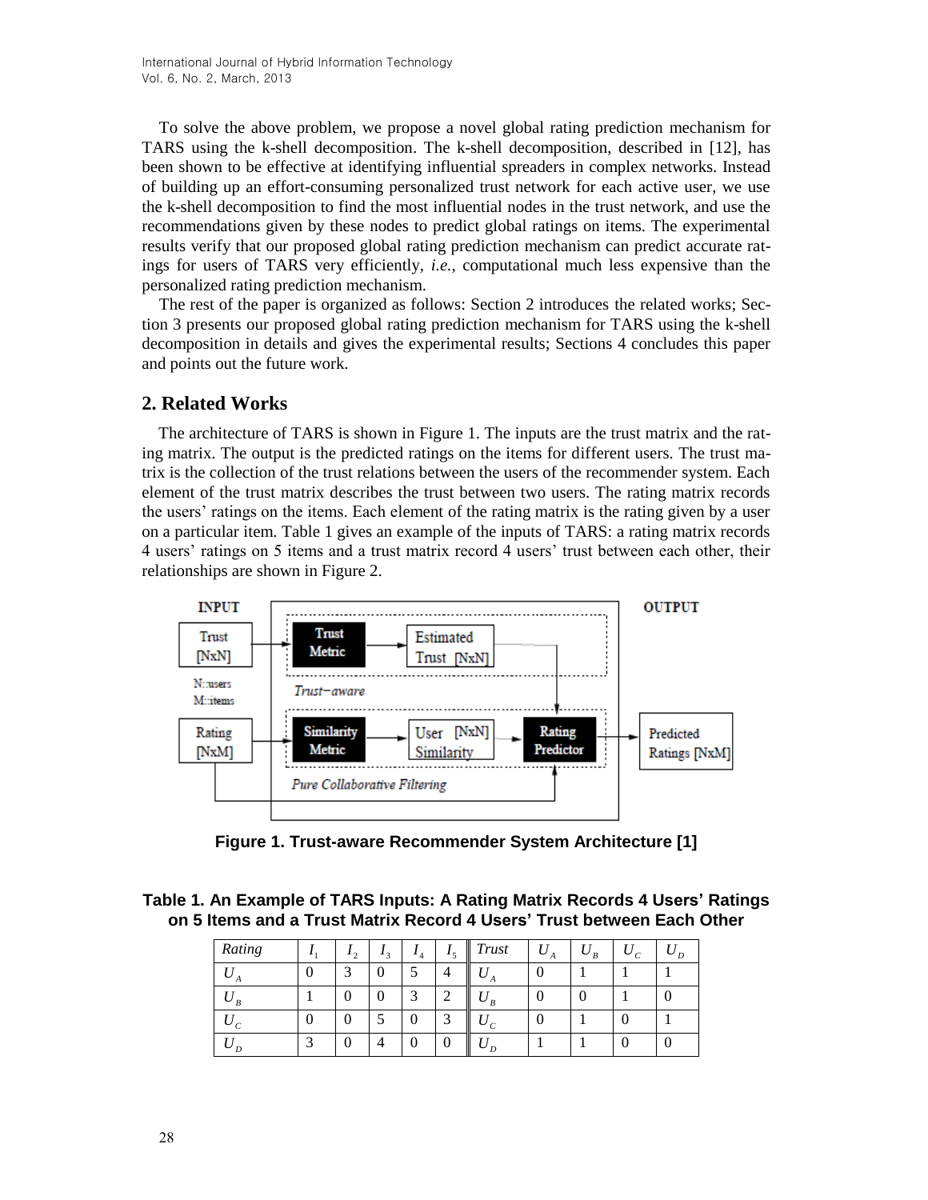To solve the above problem, we propose a novel global rating prediction mechanism for TARS using the k-shell decomposition. The k-shell decomposition, described in [12], has been shown to be effective at identifying influential spreaders in complex networks. Instead of building up an effort-consuming personalized trust network for each active user, we use the k-shell decomposition to find the most influential nodes in the trust network, and use the recommendations given by these nodes to predict global ratings on items. The experimental results verify that our proposed global rating prediction mechanism can predict accurate ratings for users of TARS very efficiently, *i.e.*, computational much less expensive than the personalized rating prediction mechanism.

The rest of the paper is organized as follows: Section 2 introduces the related works; Section 3 presents our proposed global rating prediction mechanism for TARS using the k-shell decomposition in details and gives the experimental results; Sections 4 concludes this paper and points out the future work.

## 2. Related Works

The architecture of TARS is shown in Figure 1. The inputs are the trust matrix and the rating matrix. The output is the predicted ratings on the items for different users. The trust matrix is the collection of the trust relations between the users of the recommender system. Each element of the trust matrix describes the trust between two users. The rating matrix records the users' ratings on the items. Each element of the rating matrix is the rating given by a user on a particular item. Table 1 gives an example of the inputs of TARS: a rating matrix records 4 users' ratings on 5 items and a trust matrix record 4 users' trust between each other, their relationships are shown in Figure 2.

**Figure 1. Trust-aware Recommender System Architecture [1]**

**Table 1. An Example of TARS Inputs: A Rating Matrix Records 4 Users' Ratings on 5 Items and a Trust Matrix Record 4 Users' Trust between Each Other**

| *Rating* | $I_1$ | $I_2$ | $I_3$ | $I_4$ | $I_5$ | *Trust* | $U_A$ | $U_B$ | $U_C$ | $U_D$ |
|---|---|---|---|---|---|---|---|---|---|---|
| $U_A$ | 0 | 3 | 0 | 5 | 4 | $U_A$ | 0 | 1 | 1 | 1 |
| $U_B$ | 1 | 0 | 0 | 3 | 2 | $U_B$ | 0 | 0 | 1 | 0 |
| $U_C$ | 0 | 0 | 5 | 0 | 3 | $U_C$ | 0 | 1 | 0 | 1 |
| $U_D$ | 3 | 0 | 4 | 0 | 0 | $U_D$ | 1 | 1 | 0 | 0 |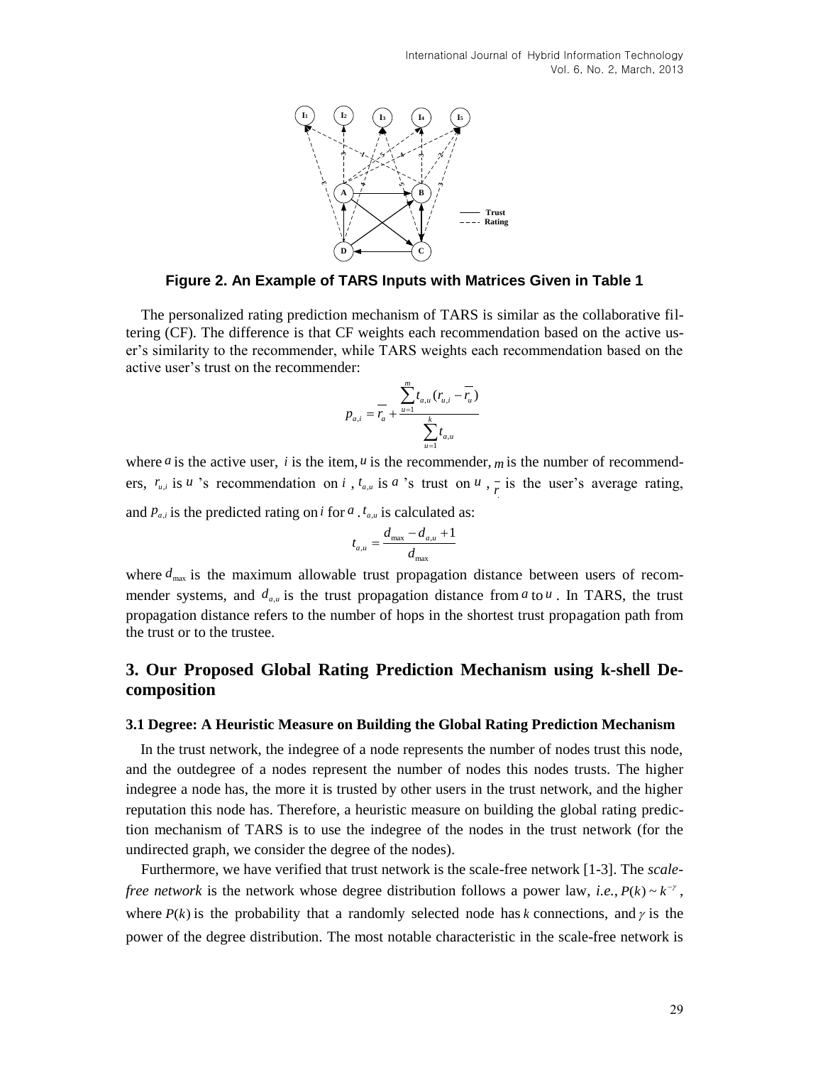**Figure 2. An Example of TARS Inputs with Matrices Given in Table 1**

The personalized rating prediction mechanism of TARS is similar as the collaborative filtering (CF). The difference is that CF weights each recommendation based on the active user's similarity to the recommender, while TARS weights each recommendation based on the active user's trust on the recommender:

$$p_{a,i} = \overline{r_a} + \frac{\sum_{u=1}^{m} t_{a,u}(r_{u,i} - \overline{r_u})}{\sum_{u=1}^{k} t_{a,u}}$$

where $a$ is the active user, $i$ is the item, $u$ is the recommender, $m$ is the number of recommenders, $r_{u,i}$ is $u$ 's recommendation on $i$ , $t_{a,u}$ is $a$ 's trust on $u$ , $\overline{r}$ is the user's average rating, and $p_{a,i}$ is the predicted rating on $i$ for $a$ . $t_{a,u}$ is calculated as:

$$t_{a,u} = \frac{d_{\max} - d_{a,u} + 1}{d_{\max}}$$

where $d_{\max}$ is the maximum allowable trust propagation distance between users of recommender systems, and $d_{a,u}$ is the trust propagation distance from $a$ to $u$ . In TARS, the trust propagation distance refers to the number of hops in the shortest trust propagation path from the trust or to the trustee.

## 3. Our Proposed Global Rating Prediction Mechanism using k-shell Decomposition

### 3.1 Degree: A Heuristic Measure on Building the Global Rating Prediction Mechanism

In the trust network, the indegree of a node represents the number of nodes trust this node, and the outdegree of a nodes represent the number of nodes this nodes trusts. The higher indegree a node has, the more it is trusted by other users in the trust network, and the higher reputation this node has. Therefore, a heuristic measure on building the global rating prediction mechanism of TARS is to use the indegree of the nodes in the trust network (for the undirected graph, we consider the degree of the nodes).

Furthermore, we have verified that trust network is the scale-free network [1-3]. The *scale-free network* is the network whose degree distribution follows a power law, *i.e.*, $P(k) \sim k^{-\gamma}$, where $P(k)$ is the probability that a randomly selected node has $k$ connections, and $\gamma$ is the power of the degree distribution. The most notable characteristic in the scale-free network is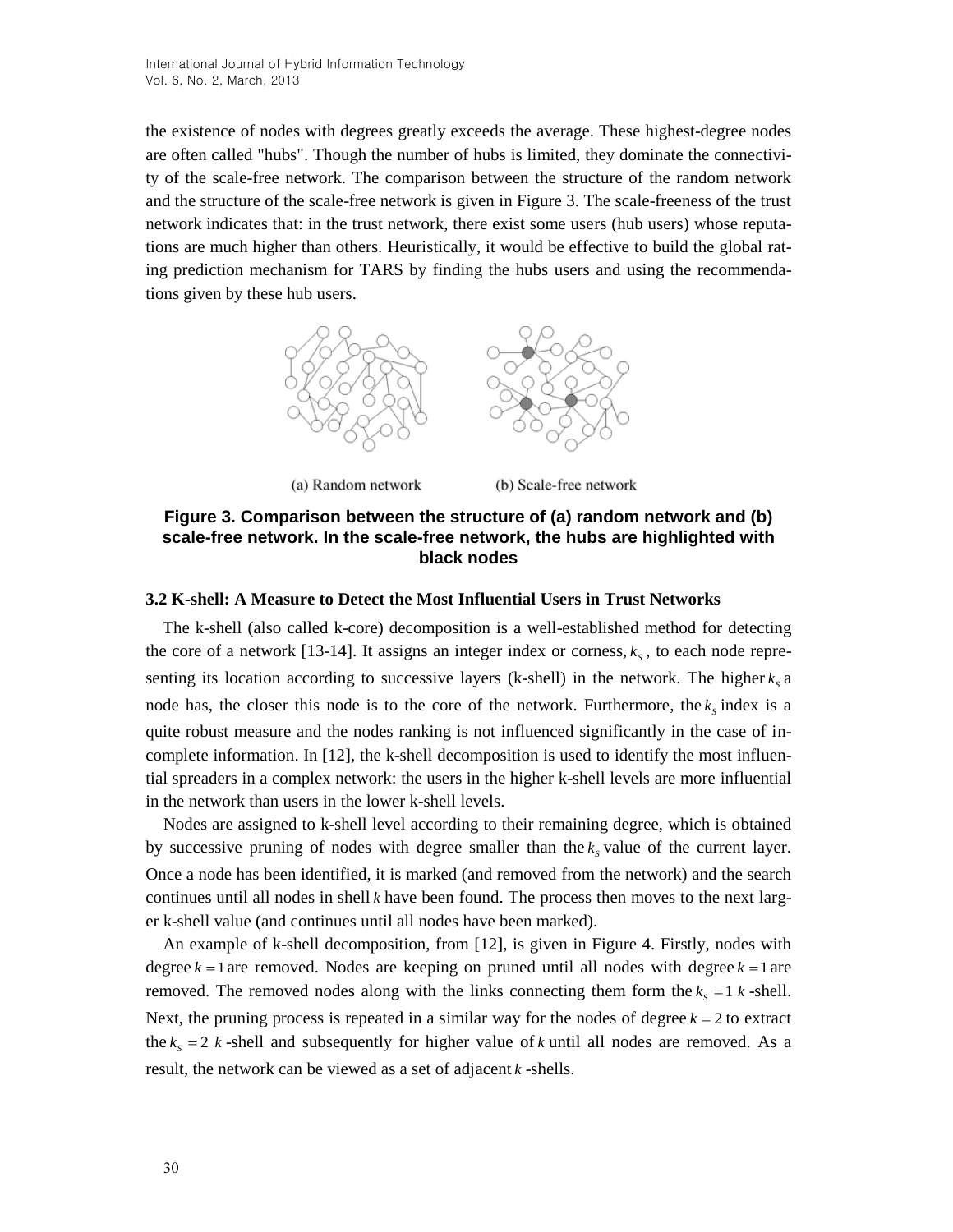the existence of nodes with degrees greatly exceeds the average. These highest-degree nodes are often called "hubs". Though the number of hubs is limited, they dominate the connectivity of the scale-free network. The comparison between the structure of the random network and the structure of the scale-free network is given in Figure 3. The scale-freeness of the trust network indicates that: in the trust network, there exist some users (hub users) whose reputations are much higher than others. Heuristically, it would be effective to build the global rating prediction mechanism for TARS by finding the hubs users and using the recommendations given by these hub users.

(a) Random network (b) Scale-free network

**Figure 3. Comparison between the structure of (a) random network and (b) scale-free network. In the scale-free network, the hubs are highlighted with black nodes**

### 3.2 K-shell: A Measure to Detect the Most Influential Users in Trust Networks

The k-shell (also called k-core) decomposition is a well-established method for detecting the core of a network [13-14]. It assigns an integer index or corness, $k_s$, to each node representing its location according to successive layers (k-shell) in the network. The higher $k_s$ a node has, the closer this node is to the core of the network. Furthermore, the $k_s$ index is a quite robust measure and the nodes ranking is not influenced significantly in the case of incomplete information. In [12], the k-shell decomposition is used to identify the most influential spreaders in a complex network: the users in the higher k-shell levels are more influential in the network than users in the lower k-shell levels.

Nodes are assigned to k-shell level according to their remaining degree, which is obtained by successive pruning of nodes with degree smaller than the $k_S$ value of the current layer. Once a node has been identified, it is marked (and removed from the network) and the search continues until all nodes in shell $k$ have been found. The process then moves to the next larger k-shell value (and continues until all nodes have been marked).

An example of k-shell decomposition, from [12], is given in Figure 4. Firstly, nodes with degree $k = 1$ are removed. Nodes are keeping on pruned until all nodes with degree $k = 1$ are removed. The removed nodes along with the links connecting them form the $k_s = 1$ $k$-shell. Next, the pruning process is repeated in a similar way for the nodes of degree $k = 2$ to extract the $k_s = 2$ $k$-shell and subsequently for higher value of $k$ until all nodes are removed. As a result, the network can be viewed as a set of adjacent $k$-shells.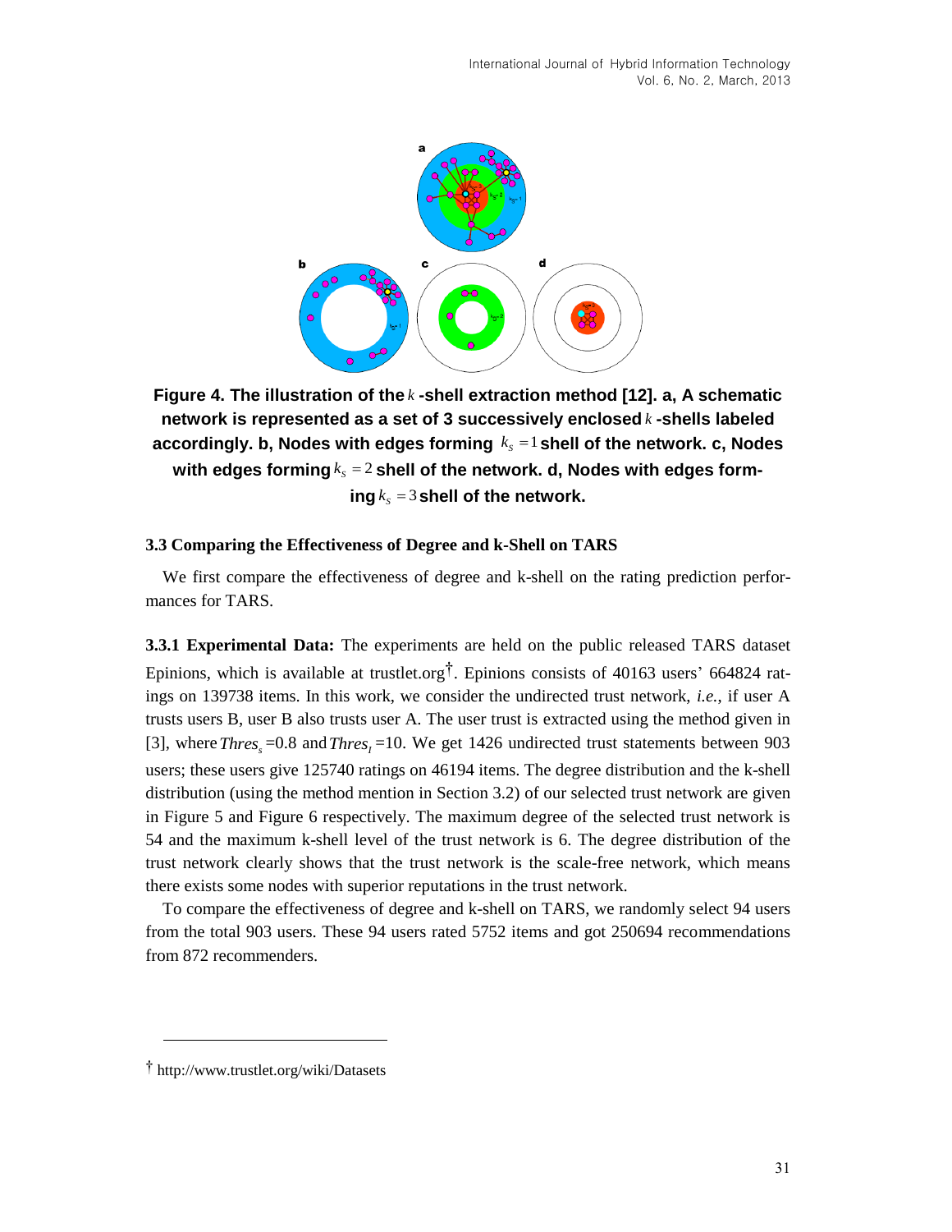**Figure 4. The illustration of the $k$ -shell extraction method [12]. a, A schematic network is represented as a set of 3 successively enclosed $k$ -shells labeled accordingly. b, Nodes with edges forming $k_s = 1$ shell of the network. c, Nodes with edges forming $k_s = 2$ shell of the network. d, Nodes with edges forming $k_s = 3$ shell of the network.**

### 3.3 Comparing the Effectiveness of Degree and k-Shell on TARS

We first compare the effectiveness of degree and k-shell on the rating prediction performances for TARS.

**3.3.1 Experimental Data:** The experiments are held on the public released TARS dataset Epinions, which is available at trustlet.org†. Epinions consists of 40163 users' 664824 ratings on 139738 items. In this work, we consider the undirected trust network, *i.e.*, if user A trusts users B, user B also trusts user A. The user trust is extracted using the method given in [3], where $Thres_s$ =0.8 and $Thres_I$ =10. We get 1426 undirected trust statements between 903 users; these users give 125740 ratings on 46194 items. The degree distribution and the k-shell distribution (using the method mention in Section 3.2) of our selected trust network are given in Figure 5 and Figure 6 respectively. The maximum degree of the selected trust network is 54 and the maximum k-shell level of the trust network is 6. The degree distribution of the trust network clearly shows that the trust network is the scale-free network, which means there exists some nodes with superior reputations in the trust network.

To compare the effectiveness of degree and k-shell on TARS, we randomly select 94 users from the total 903 users. These 94 users rated 5752 items and got 250694 recommendations from 872 recommenders.

† http://www.trustlet.org/wiki/Datasets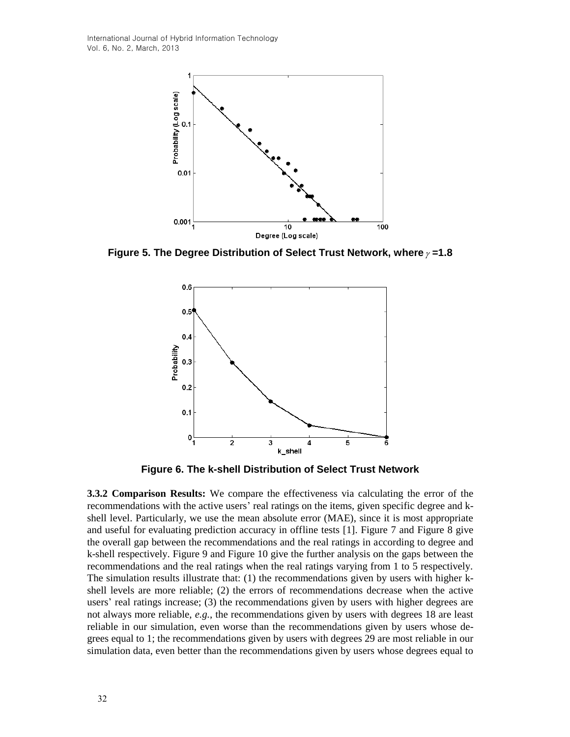Figure 5. The Degree Distribution of Select Trust Network, where $\gamma$ =1.8

Figure 6. The k-shell Distribution of Select Trust Network

**3.3.2 Comparison Results:** We compare the effectiveness via calculating the error of the recommendations with the active users' real ratings on the items, given specific degree and k-shell level. Particularly, we use the mean absolute error (MAE), since it is most appropriate and useful for evaluating prediction accuracy in offline tests [1]. Figure 7 and Figure 8 give the overall gap between the recommendations and the real ratings in according to degree and k-shell respectively. Figure 9 and Figure 10 give the further analysis on the gaps between the recommendations and the real ratings when the real ratings varying from 1 to 5 respectively. The simulation results illustrate that: (1) the recommendations given by users with higher k-shell levels are more reliable; (2) the errors of recommendations decrease when the active users' real ratings increase; (3) the recommendations given by users with higher degrees are not always more reliable, *e.g.*, the recommendations given by users with degrees 18 are least reliable in our simulation, even worse than the recommendations given by users whose degrees equal to 1; the recommendations given by users with degrees 29 are most reliable in our simulation data, even better than the recommendations given by users whose degrees equal to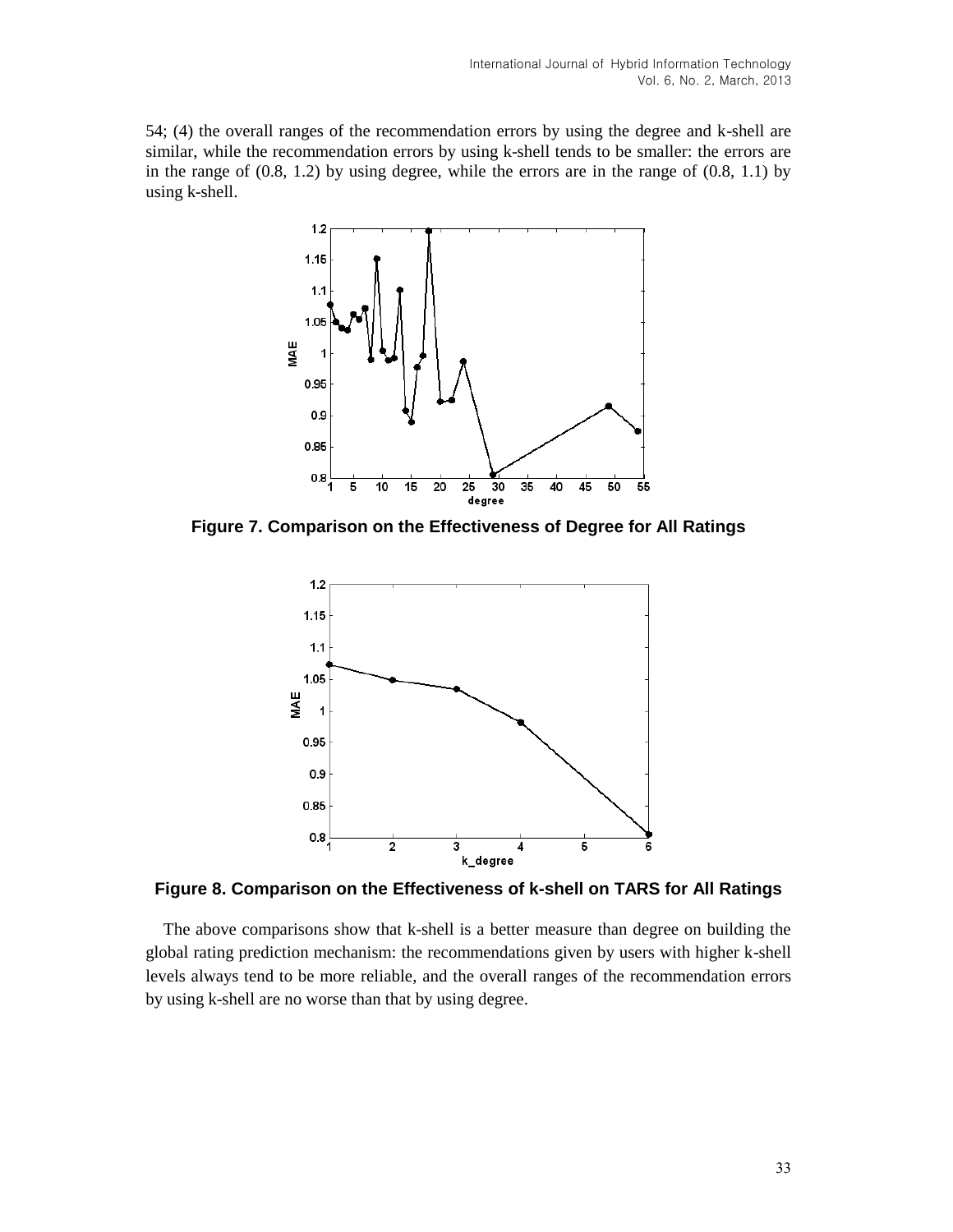54; (4) the overall ranges of the recommendation errors by using the degree and k-shell are similar, while the recommendation errors by using k-shell tends to be smaller: the errors are in the range of (0.8, 1.2) by using degree, while the errors are in the range of (0.8, 1.1) by using k-shell.

**Figure 7. Comparison on the Effectiveness of Degree for All Ratings**

**Figure 8. Comparison on the Effectiveness of k-shell on TARS for All Ratings**

The above comparisons show that k-shell is a better measure than degree on building the global rating prediction mechanism: the recommendations given by users with higher k-shell levels always tend to be more reliable, and the overall ranges of the recommendation errors by using k-shell are no worse than that by using degree.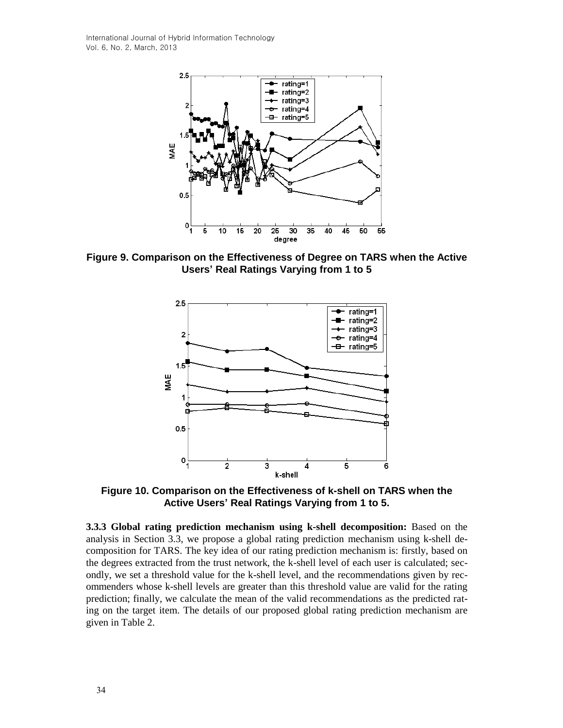**Figure 9. Comparison on the Effectiveness of Degree on TARS when the Active Users' Real Ratings Varying from 1 to 5**

**Figure 10. Comparison on the Effectiveness of k-shell on TARS when the Active Users' Real Ratings Varying from 1 to 5.**

**3.3.3 Global rating prediction mechanism using k-shell decomposition:** Based on the analysis in Section 3.3, we propose a global rating prediction mechanism using k-shell decomposition for TARS. The key idea of our rating prediction mechanism is: firstly, based on the degrees extracted from the trust network, the k-shell level of each user is calculated; secondly, we set a threshold value for the k-shell level, and the recommendations given by recommenders whose k-shell levels are greater than this threshold value are valid for the rating prediction; finally, we calculate the mean of the valid recommendations as the predicted rating on the target item. The details of our proposed global rating prediction mechanism are given in Table 2.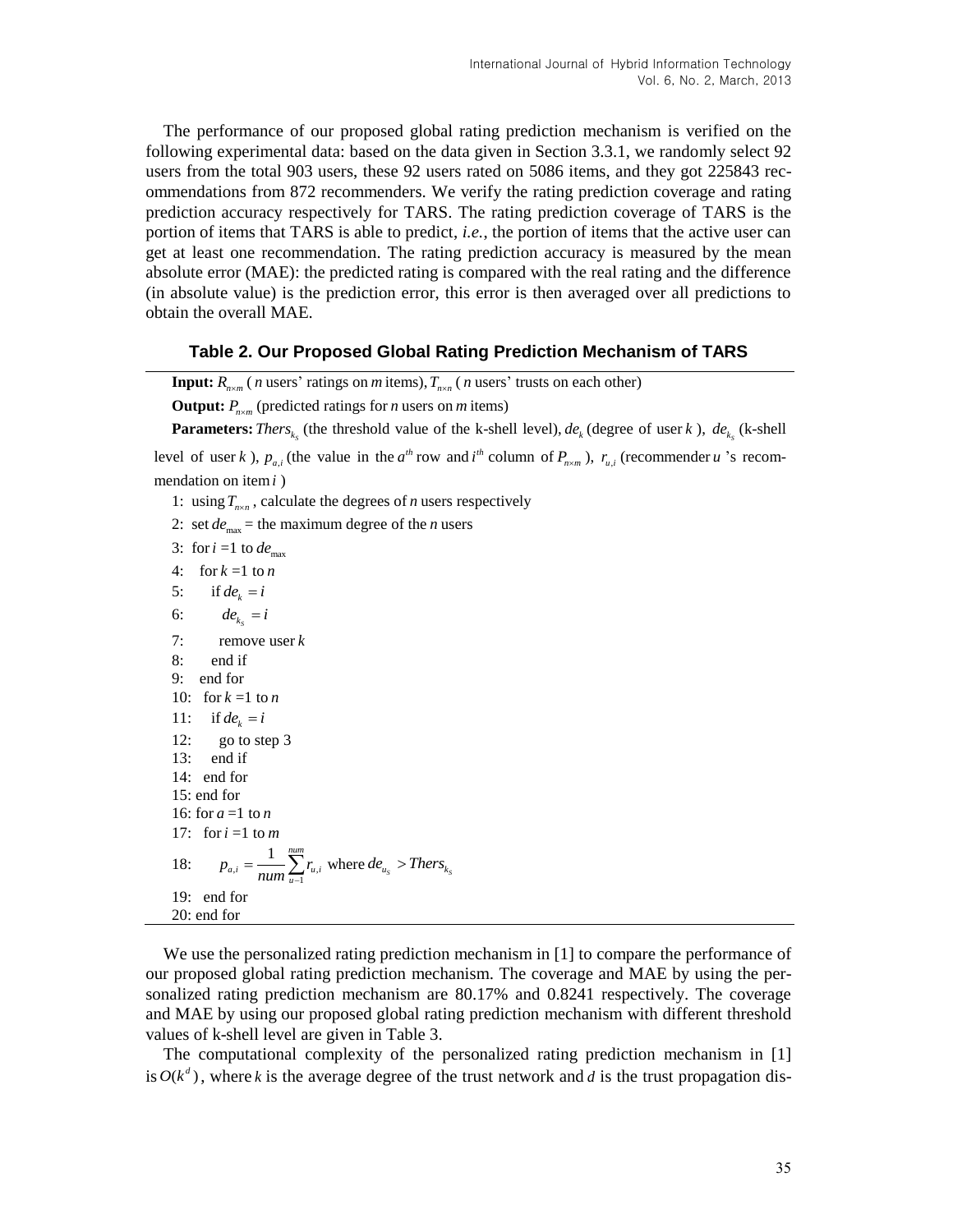The performance of our proposed global rating prediction mechanism is verified on the following experimental data: based on the data given in Section 3.3.1, we randomly select 92 users from the total 903 users, these 92 users rated on 5086 items, and they got 225843 recommendations from 872 recommenders. We verify the rating prediction coverage and rating prediction accuracy respectively for TARS. The rating prediction coverage of TARS is the portion of items that TARS is able to predict, *i.e.*, the portion of items that the active user can get at least one recommendation. The rating prediction accuracy is measured by the mean absolute error (MAE): the predicted rating is compared with the real rating and the difference (in absolute value) is the prediction error, this error is then averaged over all predictions to obtain the overall MAE.

**Table 2. Our Proposed Global Rating Prediction Mechanism of TARS**

**Input:** $R_{n \times m}$ ( $n$ users' ratings on $m$ items), $T_{n \times n}$ ( $n$ users' trusts on each other)

**Output:** $P_{n \times m}$ (predicted ratings for $n$ users on $m$ items)

**Parameters:** $Thers_{k_s}$ (the threshold value of the k-shell level), $de_k$ (degree of user $k$ ), $de_{k_s}$ (k-shell level of user $k$ ), $p_{a,i}$ (the value in the $a^{th}$ row and $i^{th}$ column of $P_{n \times m}$ ), $r_{u,i}$ (recommender $u$ 's recommendation on item $i$ )

1: using $T_{n \times n}$ , calculate the degrees of $n$ users respectively
2: set $de_{\max}$ = the maximum degree of the $n$ users
3: for $i$ =1 to $de_{\max}$
4: &nbsp;&nbsp;for $k$ =1 to $n$
5: &nbsp;&nbsp;&nbsp;&nbsp;if $de_k = i$
6: &nbsp;&nbsp;&nbsp;&nbsp;&nbsp;&nbsp;$de_{k_s} = i$
7: &nbsp;&nbsp;&nbsp;&nbsp;&nbsp;&nbsp;remove user $k$
8: &nbsp;&nbsp;&nbsp;&nbsp;end if
9: &nbsp;&nbsp;end for
10: &nbsp;&nbsp;for $k$ =1 to $n$
11: &nbsp;&nbsp;&nbsp;&nbsp;if $de_k = i$
12: &nbsp;&nbsp;&nbsp;&nbsp;&nbsp;&nbsp;go to step 3
13: &nbsp;&nbsp;&nbsp;&nbsp;end if
14: &nbsp;&nbsp;end for
15: end for
16: for $a$ =1 to $n$
17: &nbsp;&nbsp;for $i$ =1 to $m$
18: &nbsp;&nbsp;&nbsp;&nbsp;$p_{a,i} = \frac{1}{num} \sum_{u-1}^{num} r_{u,i}$ where $de_{u_s} > Thers_{k_s}$
19: &nbsp;&nbsp;end for
20: end for

We use the personalized rating prediction mechanism in [1] to compare the performance of our proposed global rating prediction mechanism. The coverage and MAE by using the personalized rating prediction mechanism are 80.17% and 0.8241 respectively. The coverage and MAE by using our proposed global rating prediction mechanism with different threshold values of k-shell level are given in Table 3.

The computational complexity of the personalized rating prediction mechanism in [1] is $O(k^d)$, where $k$ is the average degree of the trust network and $d$ is the trust propagation dis-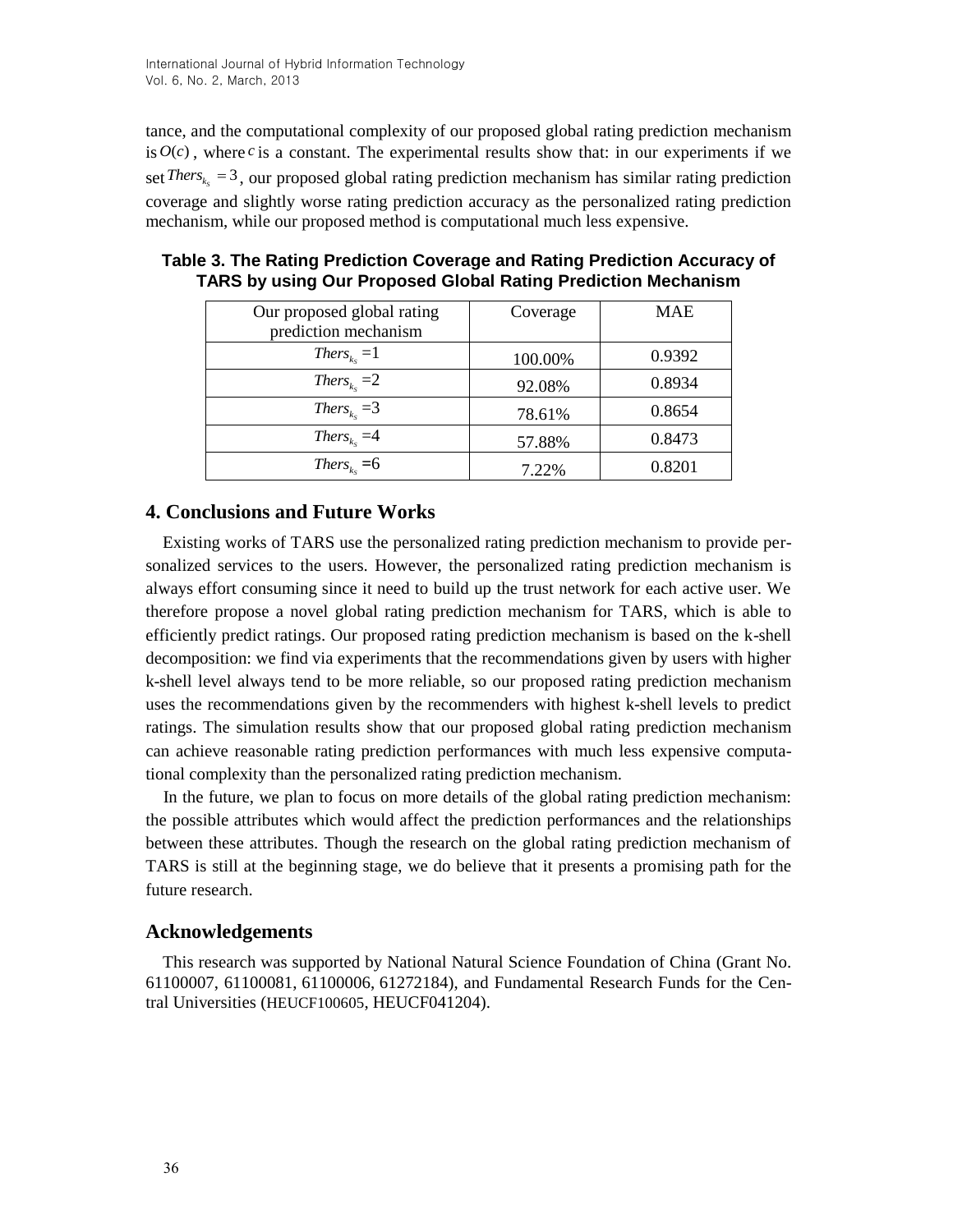tance, and the computational complexity of our proposed global rating prediction mechanism is $O(c)$, where $c$ is a constant. The experimental results show that: in our experiments if we set $Thers_{k_s} = 3$, our proposed global rating prediction mechanism has similar rating prediction coverage and slightly worse rating prediction accuracy as the personalized rating prediction mechanism, while our proposed method is computational much less expensive.

**Table 3. The Rating Prediction Coverage and Rating Prediction Accuracy of TARS by using Our Proposed Global Rating Prediction Mechanism**

| Our proposed global rating prediction mechanism | Coverage | MAE |
|---|---|---|
| $Thers_{k_s} = 1$ | 100.00% | 0.9392 |
| $Thers_{k_s} = 2$ | 92.08% | 0.8934 |
| $Thers_{k_s} = 3$ | 78.61% | 0.8654 |
| $Thers_{k_s} = 4$ | 57.88% | 0.8473 |
| $Thers_{k_s} = 6$ | 7.22% | 0.8201 |

## 4. Conclusions and Future Works

Existing works of TARS use the personalized rating prediction mechanism to provide personalized services to the users. However, the personalized rating prediction mechanism is always effort consuming since it need to build up the trust network for each active user. We therefore propose a novel global rating prediction mechanism for TARS, which is able to efficiently predict ratings. Our proposed rating prediction mechanism is based on the k-shell decomposition: we find via experiments that the recommendations given by users with higher k-shell level always tend to be more reliable, so our proposed rating prediction mechanism uses the recommendations given by the recommenders with highest k-shell levels to predict ratings. The simulation results show that our proposed global rating prediction mechanism can achieve reasonable rating prediction performances with much less expensive computational complexity than the personalized rating prediction mechanism.

In the future, we plan to focus on more details of the global rating prediction mechanism: the possible attributes which would affect the prediction performances and the relationships between these attributes. Though the research on the global rating prediction mechanism of TARS is still at the beginning stage, we do believe that it presents a promising path for the future research.

## Acknowledgements

This research was supported by National Natural Science Foundation of China (Grant No. 61100007, 61100081, 61100006, 61272184), and Fundamental Research Funds for the Central Universities (HEUCF100605, HEUCF041204).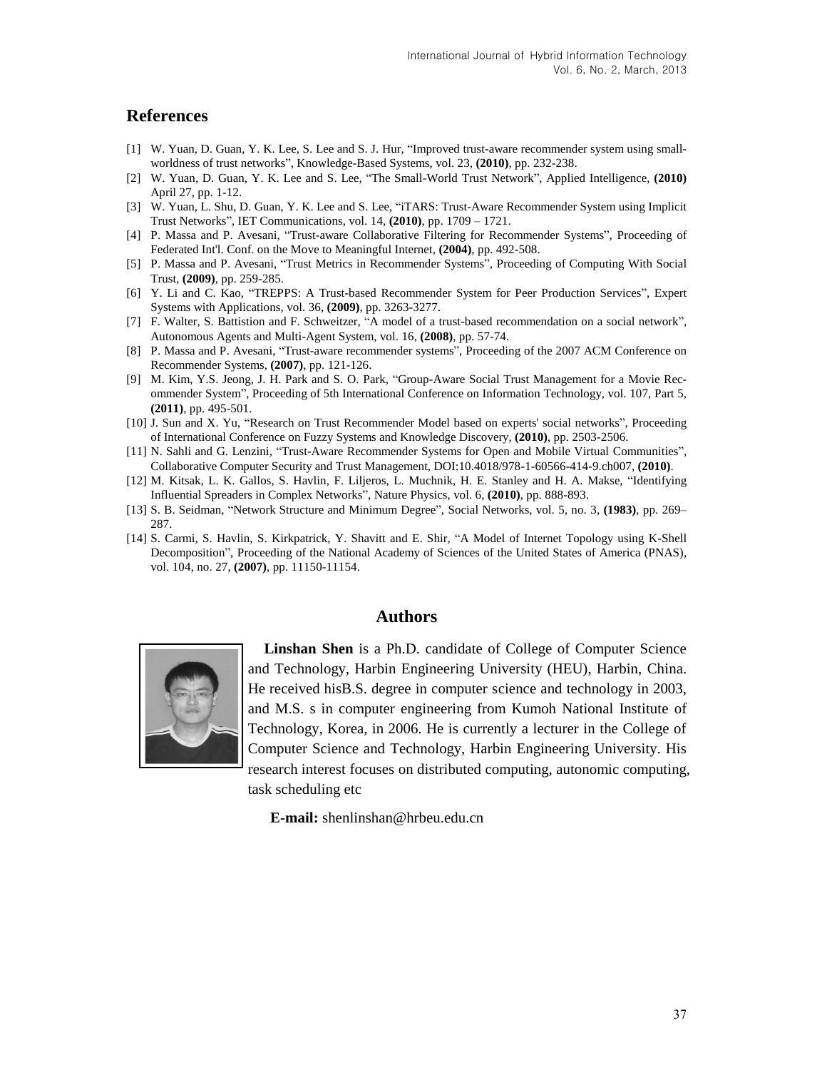## References

[1] W. Yuan, D. Guan, Y. K. Lee, S. Lee and S. J. Hur, "Improved trust-aware recommender system using small-worldness of trust networks", Knowledge-Based Systems, vol. 23, **(2010)**, pp. 232-238.

[2] W. Yuan, D. Guan, Y. K. Lee and S. Lee, "The Small-World Trust Network", Applied Intelligence, **(2010)** April 27, pp. 1-12.

[3] W. Yuan, L. Shu, D. Guan, Y. K. Lee and S. Lee, "iTARS: Trust-Aware Recommender System using Implicit Trust Networks", IET Communications, vol. 14, **(2010)**, pp. 1709 – 1721.

[4] P. Massa and P. Avesani, "Trust-aware Collaborative Filtering for Recommender Systems", Proceeding of Federated Int'l. Conf. on the Move to Meaningful Internet, **(2004)**, pp. 492-508.

[5] P. Massa and P. Avesani, "Trust Metrics in Recommender Systems", Proceeding of Computing With Social Trust, **(2009)**, pp. 259-285.

[6] Y. Li and C. Kao, "TREPPS: A Trust-based Recommender System for Peer Production Services", Expert Systems with Applications, vol. 36, **(2009)**, pp. 3263-3277.

[7] F. Walter, S. Battistion and F. Schweitzer, "A model of a trust-based recommendation on a social network", Autonomous Agents and Multi-Agent System, vol. 16, **(2008)**, pp. 57-74.

[8] P. Massa and P. Avesani, "Trust-aware recommender systems", Proceeding of the 2007 ACM Conference on Recommender Systems, **(2007)**, pp. 121-126.

[9] M. Kim, Y.S. Jeong, J. H. Park and S. O. Park, "Group-Aware Social Trust Management for a Movie Recommender System", Proceeding of 5th International Conference on Information Technology, vol. 107, Part 5, **(2011)**, pp. 495-501.

[10] J. Sun and X. Yu, "Research on Trust Recommender Model based on experts' social networks", Proceeding of International Conference on Fuzzy Systems and Knowledge Discovery, **(2010)**, pp. 2503-2506.

[11] N. Sahli and G. Lenzini, "Trust-Aware Recommender Systems for Open and Mobile Virtual Communities", Collaborative Computer Security and Trust Management, DOI:10.4018/978-1-60566-414-9.ch007, **(2010)**.

[12] M. Kitsak, L. K. Gallos, S. Havlin, F. Liljeros, L. Muchnik, H. E. Stanley and H. A. Makse, "Identifying Influential Spreaders in Complex Networks", Nature Physics, vol. 6, **(2010)**, pp. 888-893.

[13] S. B. Seidman, "Network Structure and Minimum Degree", Social Networks, vol. 5, no. 3, **(1983)**, pp. 269–287.

[14] S. Carmi, S. Havlin, S. Kirkpatrick, Y. Shavitt and E. Shir, "A Model of Internet Topology using K-Shell Decomposition", Proceeding of the National Academy of Sciences of the United States of America (PNAS), vol. 104, no. 27, **(2007)**, pp. 11150-11154.

## Authors

**Linshan Shen** is a Ph.D. candidate of College of Computer Science and Technology, Harbin Engineering University (HEU), Harbin, China. He received hisB.S. degree in computer science and technology in 2003, and M.S. s in computer engineering from Kumoh National Institute of Technology, Korea, in 2006. He is currently a lecturer in the College of Computer Science and Technology, Harbin Engineering University. His research interest focuses on distributed computing, autonomic computing, task scheduling etc

**E-mail:** shenlinshan@hrbeu.edu.cn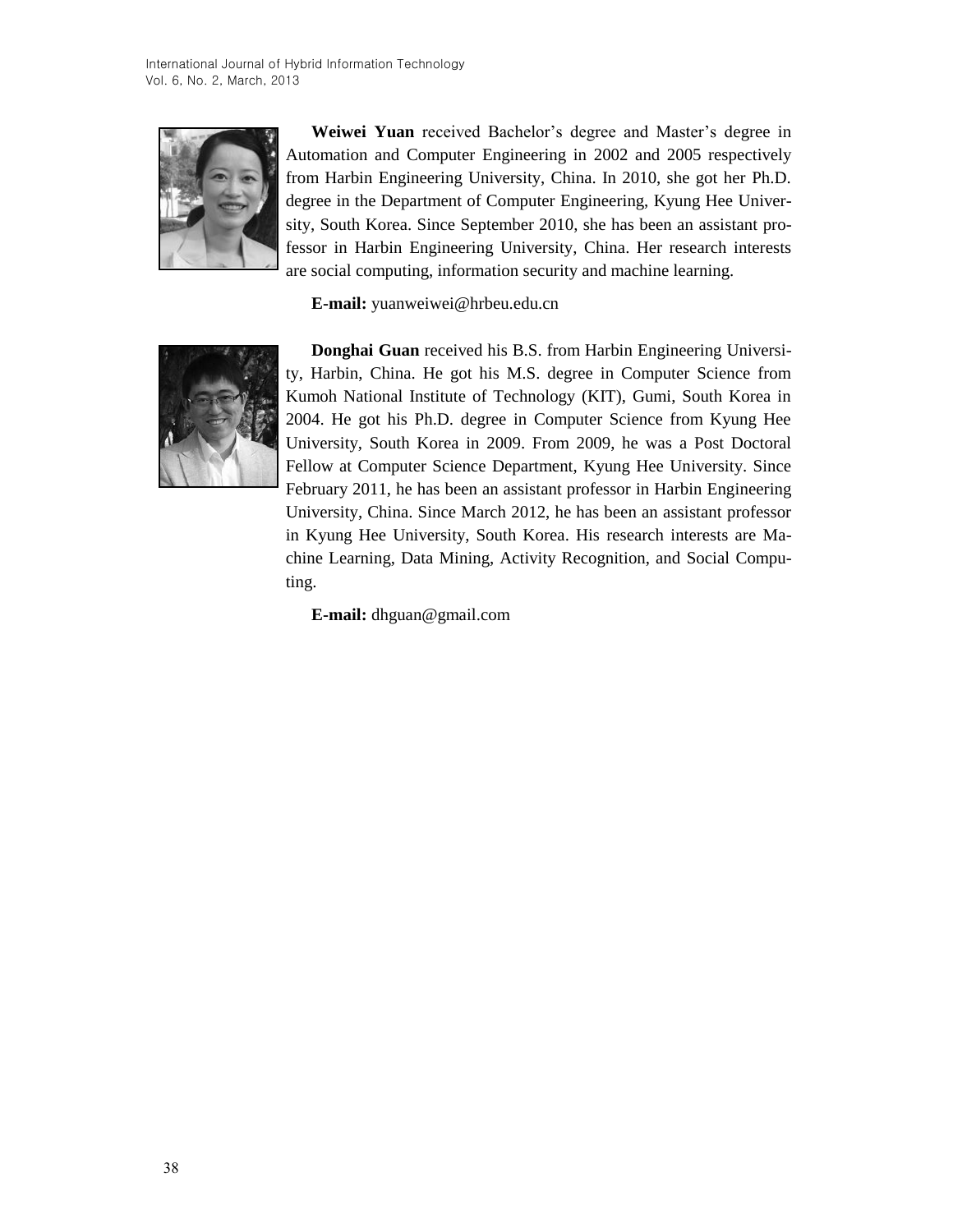**Weiwei Yuan** received Bachelor's degree and Master's degree in Automation and Computer Engineering in 2002 and 2005 respectively from Harbin Engineering University, China. In 2010, she got her Ph.D. degree in the Department of Computer Engineering, Kyung Hee University, South Korea. Since September 2010, she has been an assistant professor in Harbin Engineering University, China. Her research interests are social computing, information security and machine learning.

**E-mail:** yuanweiwei@hrbeu.edu.cn

**Donghai Guan** received his B.S. from Harbin Engineering University, Harbin, China. He got his M.S. degree in Computer Science from Kumoh National Institute of Technology (KIT), Gumi, South Korea in 2004. He got his Ph.D. degree in Computer Science from Kyung Hee University, South Korea in 2009. From 2009, he was a Post Doctoral Fellow at Computer Science Department, Kyung Hee University. Since February 2011, he has been an assistant professor in Harbin Engineering University, China. Since March 2012, he has been an assistant professor in Kyung Hee University, South Korea. His research interests are Machine Learning, Data Mining, Activity Recognition, and Social Computing.

**E-mail:** dhguan@gmail.com